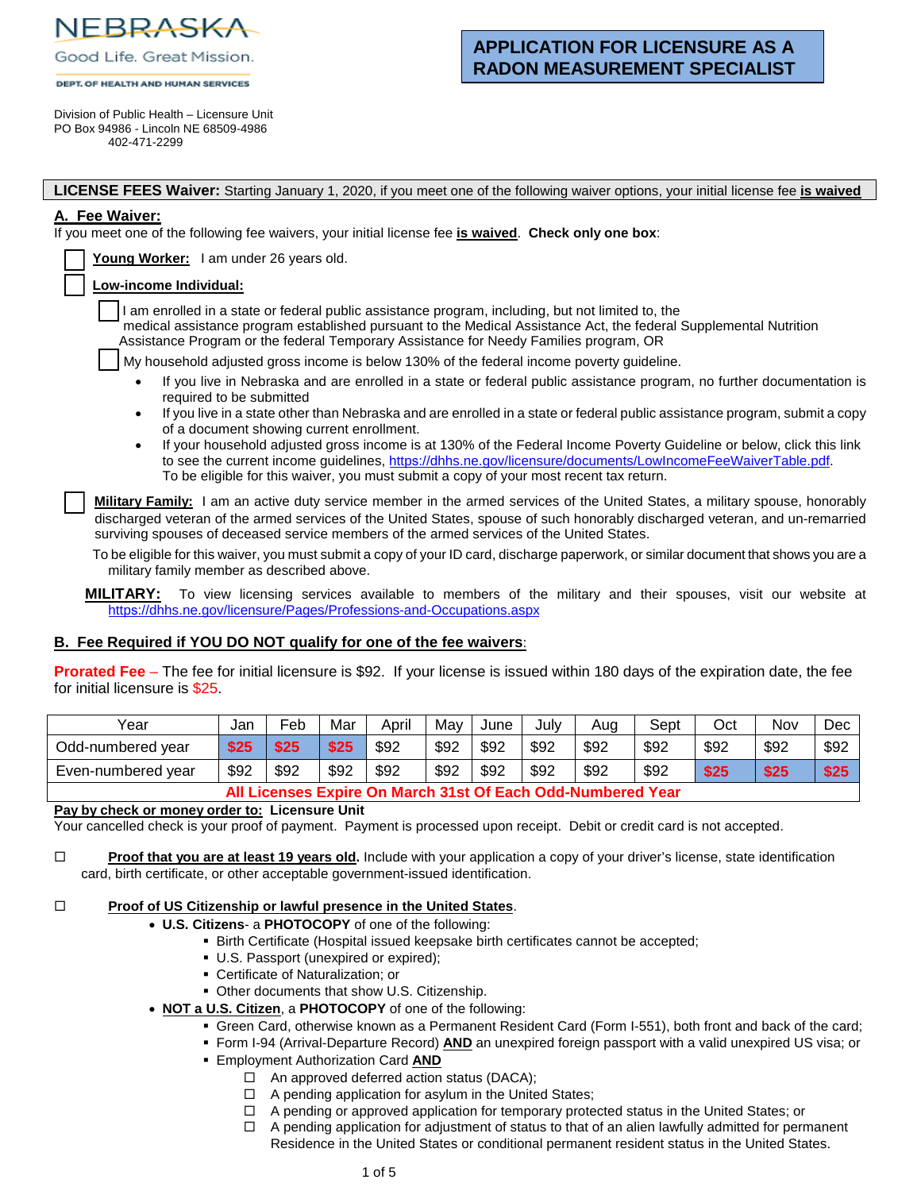NEBRASKA
Good Life. Great Mission.
DEPT. OF HEALTH AND HUMAN SERVICES

# APPLICATION FOR LICENSURE AS A RADON MEASUREMENT SPECIALIST

Division of Public Health – Licensure Unit
PO Box 94986 - Lincoln NE 68509-4986
402-471-2299

**LICENSE FEES Waiver:** Starting January 1, 2020, if you meet one of the following waiver options, your initial license fee **is waived**

## A. Fee Waiver:

If you meet one of the following fee waivers, your initial license fee **is waived**. **Check only one box**:

☐ **Young Worker:** I am under 26 years old.

☐ **Low-income Individual:**

- ☐ I am enrolled in a state or federal public assistance program, including, but not limited to, the medical assistance program established pursuant to the Medical Assistance Act, the federal Supplemental Nutrition Assistance Program or the federal Temporary Assistance for Needy Families program, OR
- ☐ My household adjusted gross income is below 130% of the federal income poverty guideline.
  - If you live in Nebraska and are enrolled in a state or federal public assistance program, no further documentation is required to be submitted
  - If you live in a state other than Nebraska and are enrolled in a state or federal public assistance program, submit a copy of a document showing current enrollment.
  - If your household adjusted gross income is at 130% of the Federal Income Poverty Guideline or below, click this link to see the current income guidelines, https://dhhs.ne.gov/licensure/documents/LowIncomeFeeWaiverTable.pdf. To be eligible for this waiver, you must submit a copy of your most recent tax return.

☐ **Military Family:** I am an active duty service member in the armed services of the United States, a military spouse, honorably discharged veteran of the armed services of the United States, spouse of such honorably discharged veteran, and un-remarried surviving spouses of deceased service members of the armed services of the United States.

To be eligible for this waiver, you must submit a copy of your ID card, discharge paperwork, or similar document that shows you are a military family member as described above.

**MILITARY:** To view licensing services available to members of the military and their spouses, visit our website at https://dhhs.ne.gov/licensure/Pages/Professions-and-Occupations.aspx

## B. Fee Required if YOU DO NOT qualify for one of the fee waivers:

**Prorated Fee** – The fee for initial licensure is $92. If your license is issued within 180 days of the expiration date, the fee for initial licensure is $25.

| Year | Jan | Feb | Mar | April | May | June | July | Aug | Sept | Oct | Nov | Dec |
|---|---|---|---|---|---|---|---|---|---|---|---|---|
| Odd-numbered year | **$25** | **$25** | **$25** | $92 | $92 | $92 | $92 | $92 | $92 | $92 | $92 | $92 |
| Even-numbered year | $92 | $92 | $92 | $92 | $92 | $92 | $92 | $92 | $92 | **$25** | **$25** | **$25** |
| **All Licenses Expire On March 31st Of Each Odd-Numbered Year** | | | | | | | | | | | | |

**Pay by check or money order to: Licensure Unit**
Your cancelled check is your proof of payment. Payment is processed upon receipt. Debit or credit card is not accepted.

☐ **Proof that you are at least 19 years old.** Include with your application a copy of your driver's license, state identification card, birth certificate, or other acceptable government-issued identification.

☐ **Proof of US Citizenship or lawful presence in the United States**.

- **U.S. Citizens**- a **PHOTOCOPY** of one of the following:
  - Birth Certificate (Hospital issued keepsake birth certificates cannot be accepted;
  - U.S. Passport (unexpired or expired);
  - Certificate of Naturalization; or
  - Other documents that show U.S. Citizenship.
- **NOT a U.S. Citizen**, a **PHOTOCOPY** of one of the following:
  - Green Card, otherwise known as a Permanent Resident Card (Form I-551), both front and back of the card;
  - Form I-94 (Arrival-Departure Record) **AND** an unexpired foreign passport with a valid unexpired US visa; or
  - Employment Authorization Card **AND**
    - ☐ An approved deferred action status (DACA);
    - ☐ A pending application for asylum in the United States;
    - ☐ A pending or approved application for temporary protected status in the United States; or
    - ☐ A pending application for adjustment of status to that of an alien lawfully admitted for permanent Residence in the United States or conditional permanent resident status in the United States.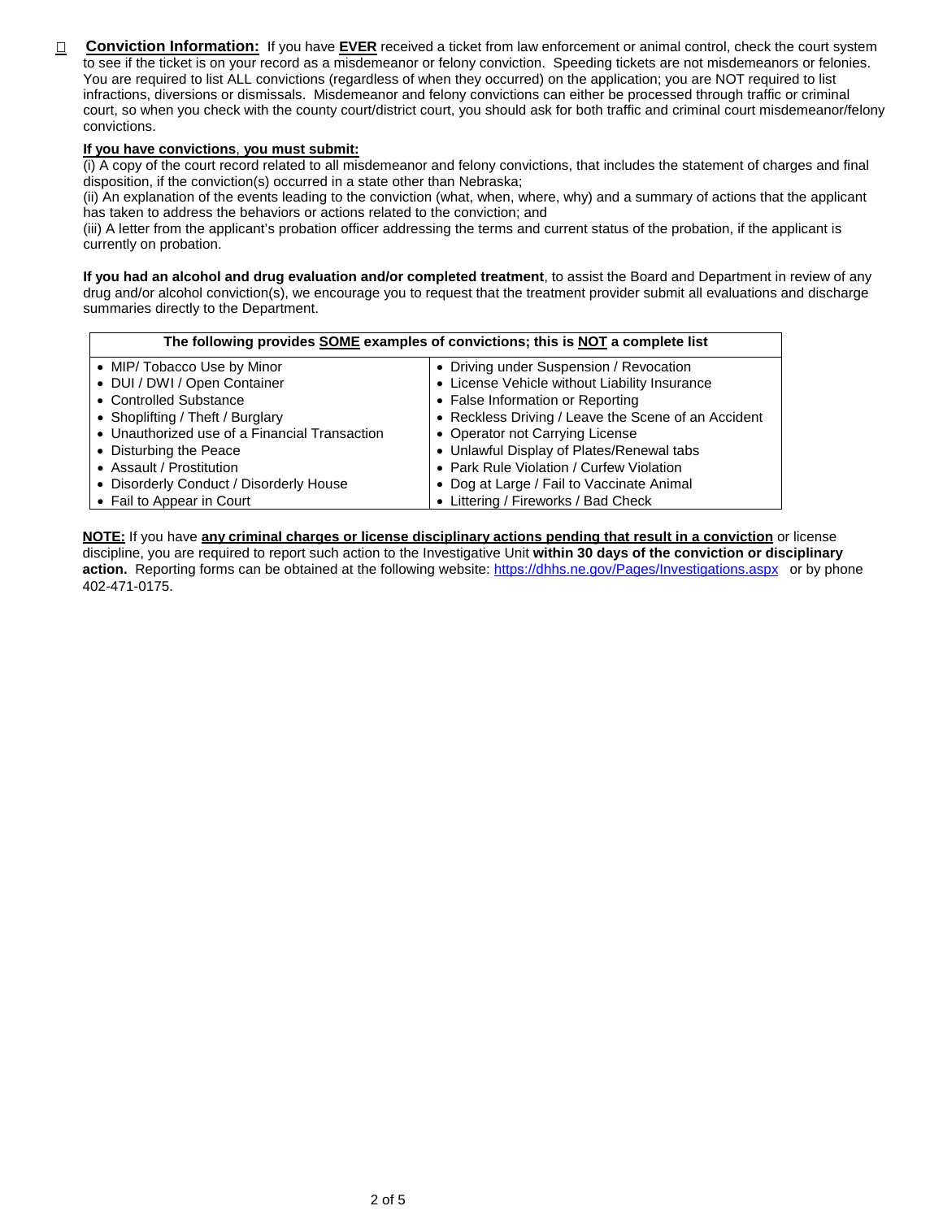☐ **Conviction Information:** If you have **EVER** received a ticket from law enforcement or animal control, check the court system to see if the ticket is on your record as a misdemeanor or felony conviction. Speeding tickets are not misdemeanors or felonies. You are required to list ALL convictions (regardless of when they occurred) on the application; you are NOT required to list infractions, diversions or dismissals. Misdemeanor and felony convictions can either be processed through traffic or criminal court, so when you check with the county court/district court, you should ask for both traffic and criminal court misdemeanor/felony convictions.

**If you have convictions, you must submit:**

(i) A copy of the court record related to all misdemeanor and felony convictions, that includes the statement of charges and final disposition, if the conviction(s) occurred in a state other than Nebraska;

(ii) An explanation of the events leading to the conviction (what, when, where, why) and a summary of actions that the applicant has taken to address the behaviors or actions related to the conviction; and

(iii) A letter from the applicant's probation officer addressing the terms and current status of the probation, if the applicant is currently on probation.

**If you had an alcohol and drug evaluation and/or completed treatment**, to assist the Board and Department in review of any drug and/or alcohol conviction(s), we encourage you to request that the treatment provider submit all evaluations and discharge summaries directly to the Department.

| The following provides SOME examples of convictions; this is NOT a complete list | |
|---|---|
| • MIP/ Tobacco Use by Minor | • Driving under Suspension / Revocation |
| • DUI / DWI / Open Container | • License Vehicle without Liability Insurance |
| • Controlled Substance | • False Information or Reporting |
| • Shoplifting / Theft / Burglary | • Reckless Driving / Leave the Scene of an Accident |
| • Unauthorized use of a Financial Transaction | • Operator not Carrying License |
| • Disturbing the Peace | • Unlawful Display of Plates/Renewal tabs |
| • Assault / Prostitution | • Park Rule Violation / Curfew Violation |
| • Disorderly Conduct / Disorderly House | • Dog at Large / Fail to Vaccinate Animal |
| • Fail to Appear in Court | • Littering / Fireworks / Bad Check |

**NOTE:** If you have **any criminal charges or license disciplinary actions pending that result in a conviction** or license discipline, you are required to report such action to the Investigative Unit **within 30 days of the conviction or disciplinary action.** Reporting forms can be obtained at the following website: https://dhhs.ne.gov/Pages/Investigations.aspx or by phone 402-471-0175.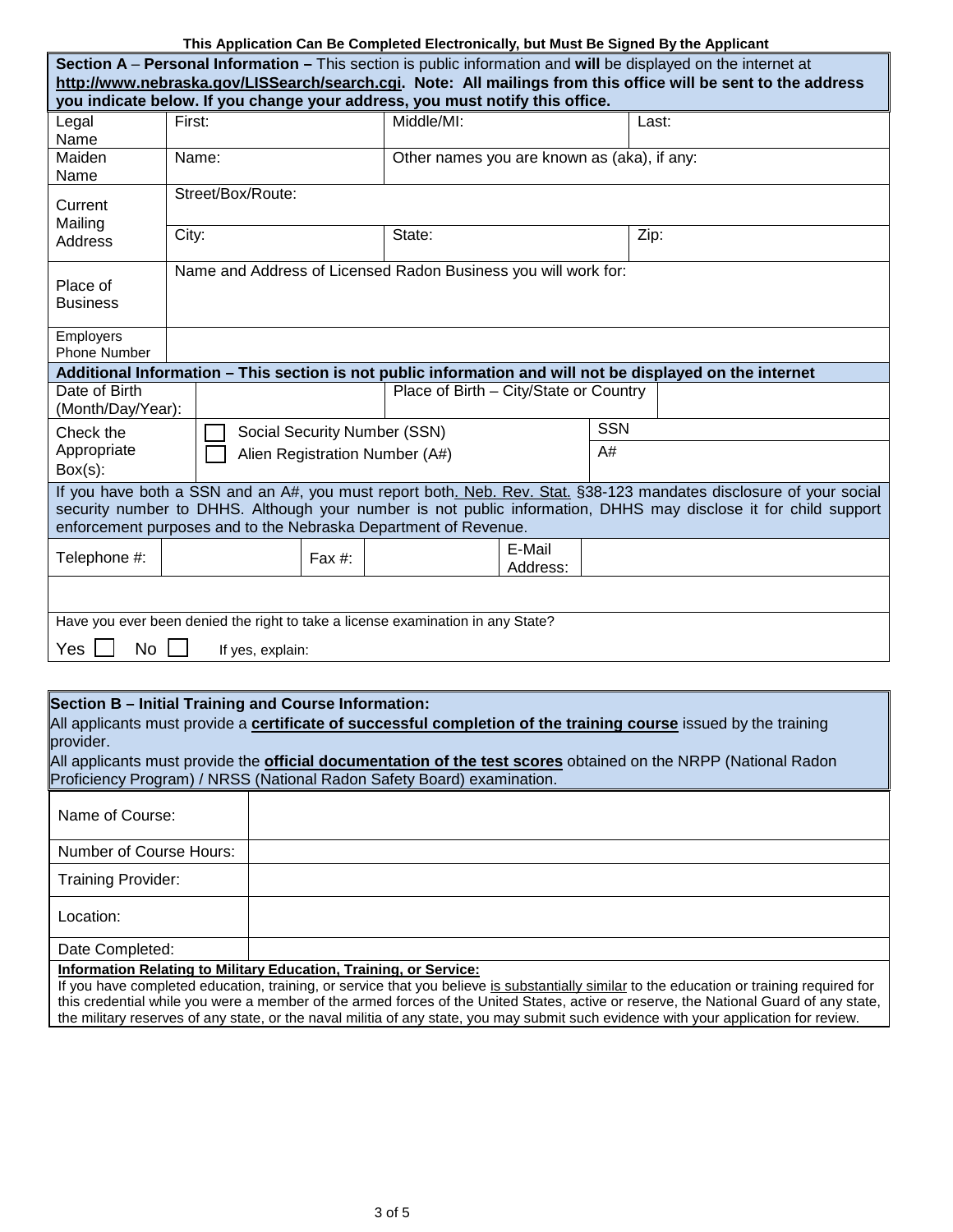**This Application Can Be Completed Electronically, but Must Be Signed By the Applicant**

**Section A** – **Personal Information –** This section is public information and **will** be displayed on the internet at **http://www.nebraska.gov/LISSearch/search.cgi. Note: All mailings from this office will be sent to the address you indicate below. If you change your address, you must notify this office.**

| | | | |
|---|---|---|---|
| Legal Name | First: | Middle/MI: | Last: |
| Maiden Name | Name: | Other names you are known as (aka), if any: | |
| Current Mailing Address | Street/Box/Route: | | |
| | City: | State: | Zip: |
| Place of Business | Name and Address of Licensed Radon Business you will work for: | | |
| Employers Phone Number | | | |

**Additional Information – This section is not public information and will not be displayed on the internet**

| | | | |
|---|---|---|---|
| Date of Birth (Month/Day/Year): | | Place of Birth – City/State or Country | |
| Check the Appropriate Box(s): | ☐ Social Security Number (SSN) | SSN | |
| | ☐ Alien Registration Number (A#) | A# | |

If you have both a SSN and an A#, you must report both. Neb. Rev. Stat. §38-123 mandates disclosure of your social security number to DHHS. Although your number is not public information, DHHS may disclose it for child support enforcement purposes and to the Nebraska Department of Revenue.

| | | | | | |
|---|---|---|---|---|---|
| Telephone #: | | Fax #: | | E-Mail Address: | |

Have you ever been denied the right to take a license examination in any State?

Yes ☐ No ☐ If yes, explain:

**Section B – Initial Training and Course Information:**

All applicants must provide a **certificate of successful completion of the training course** issued by the training provider.

All applicants must provide the **official documentation of the test scores** obtained on the NRPP (National Radon Proficiency Program) / NRSS (National Radon Safety Board) examination.

| | |
|---|---|
| Name of Course: | |
| Number of Course Hours: | |
| Training Provider: | |
| Location: | |
| Date Completed: | |

**Information Relating to Military Education, Training, or Service:**

If you have completed education, training, or service that you believe is substantially similar to the education or training required for this credential while you were a member of the armed forces of the United States, active or reserve, the National Guard of any state, the military reserves of any state, or the naval militia of any state, you may submit such evidence with your application for review.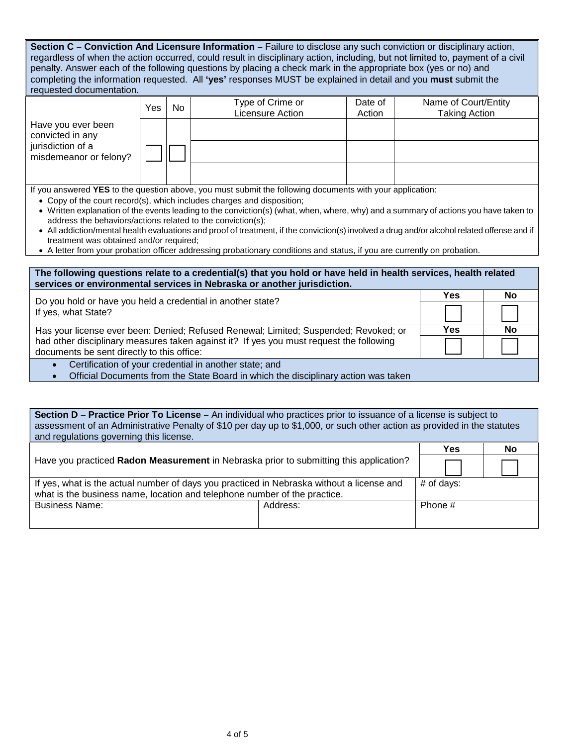**Section C – Conviction And Licensure Information –** Failure to disclose any such conviction or disciplinary action, regardless of when the action occurred, could result in disciplinary action, including, but not limited to, payment of a civil penalty. Answer each of the following questions by placing a check mark in the appropriate box (yes or no) and completing the information requested. All **'yes'** responses MUST be explained in detail and you **must** submit the requested documentation.

| | Yes | No | Type of Crime or Licensure Action | Date of Action | Name of Court/Entity Taking Action |
|---|---|---|---|---|---|
| Have you ever been convicted in any jurisdiction of a misdemeanor or felony? | ☐ | ☐ | | | |
| | | | | | |
| | | | | | |

If you answered **YES** to the question above, you must submit the following documents with your application:

- Copy of the court record(s), which includes charges and disposition;
- Written explanation of the events leading to the conviction(s) (what, when, where, why) and a summary of actions you have taken to address the behaviors/actions related to the conviction(s);
- All addiction/mental health evaluations and proof of treatment, if the conviction(s) involved a drug and/or alcohol related offense and if treatment was obtained and/or required;
- A letter from your probation officer addressing probationary conditions and status, if you are currently on probation.

**The following questions relate to a credential(s) that you hold or have held in health services, health related services or environmental services in Nebraska or another jurisdiction.**

| | Yes | No |
|---|---|---|
| Do you hold or have you held a credential in another state? If yes, what State? | ☐ | ☐ |
| Has your license ever been: Denied; Refused Renewal; Limited; Suspended; Revoked; or had other disciplinary measures taken against it? If yes you must request the following documents be sent directly to this office: | ☐ | ☐ |

- Certification of your credential in another state; and
- Official Documents from the State Board in which the disciplinary action was taken

**Section D – Practice Prior To License –** An individual who practices prior to issuance of a license is subject to assessment of an Administrative Penalty of $10 per day up to $1,000, or such other action as provided in the statutes and regulations governing this license.

| | Yes | No |
|---|---|---|
| Have you practiced **Radon Measurement** in Nebraska prior to submitting this application? | ☐ | ☐ |

| If yes, what is the actual number of days you practiced in Nebraska without a license and what is the business name, location and telephone number of the practice. | | # of days: |
|---|---|---|
| Business Name: | Address: | Phone # |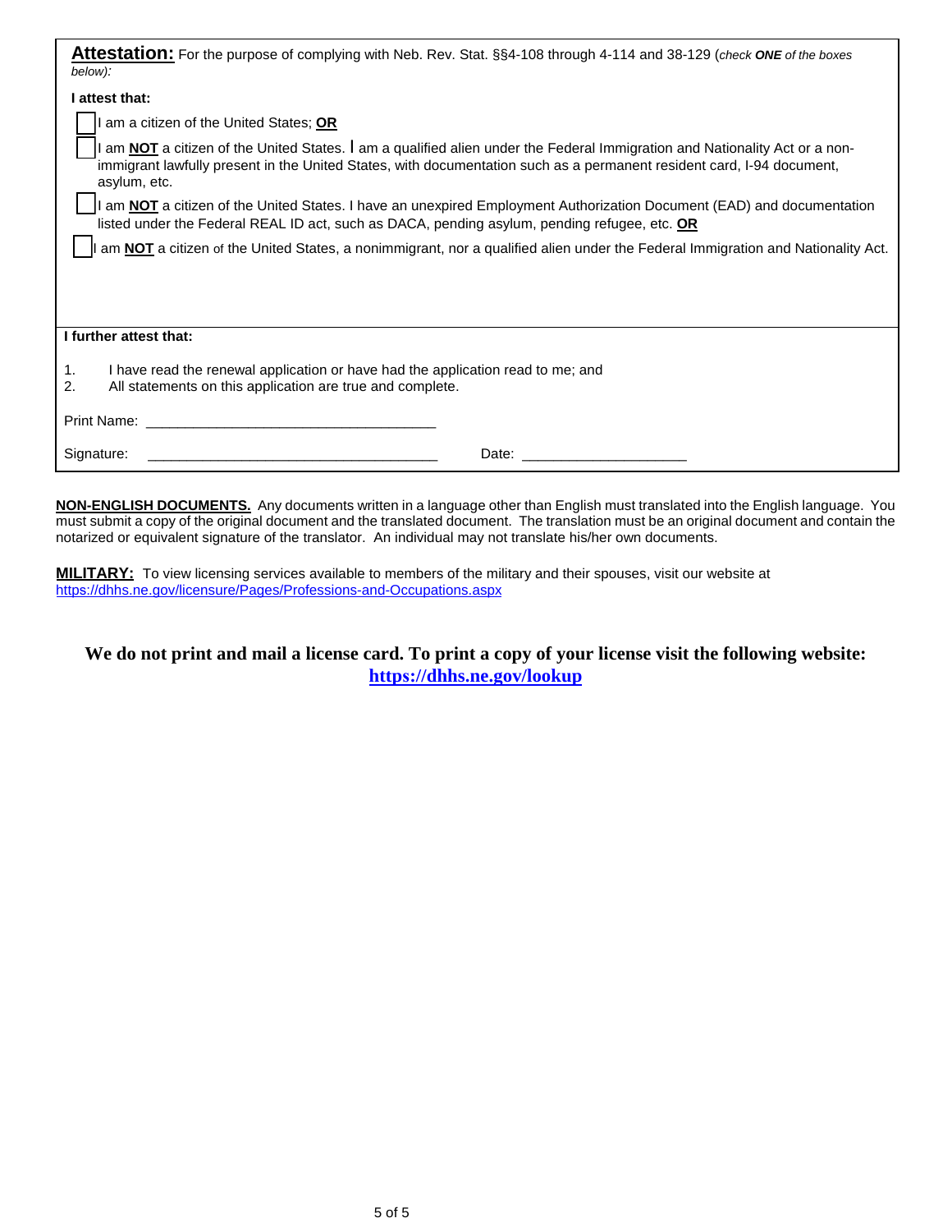**Attestation:** For the purpose of complying with Neb. Rev. Stat. §§4-108 through 4-114 and 38-129 (*check **ONE** of the boxes below*):

**I attest that:**

- ☐ I am a citizen of the United States; **OR**
- ☐ I am **NOT** a citizen of the United States. I am a qualified alien under the Federal Immigration and Nationality Act or a non-immigrant lawfully present in the United States, with documentation such as a permanent resident card, I-94 document, asylum, etc.
- ☐ I am **NOT** a citizen of the United States. I have an unexpired Employment Authorization Document (EAD) and documentation listed under the Federal REAL ID act, such as DACA, pending asylum, pending refugee, etc. **OR**
- ☐ I am **NOT** a citizen of the United States, a nonimmigrant, nor a qualified alien under the Federal Immigration and Nationality Act.

**I further attest that:**

1. I have read the renewal application or have had the application read to me; and
2. All statements on this application are true and complete.

Print Name: ____________________________________

Signature: ____________________________________ Date: ____________________

**NON-ENGLISH DOCUMENTS.** Any documents written in a language other than English must translated into the English language. You must submit a copy of the original document and the translated document. The translation must be an original document and contain the notarized or equivalent signature of the translator. An individual may not translate his/her own documents.

**MILITARY:** To view licensing services available to members of the military and their spouses, visit our website at https://dhhs.ne.gov/licensure/Pages/Professions-and-Occupations.aspx

**We do not print and mail a license card. To print a copy of your license visit the following website: https://dhhs.ne.gov/lookup**